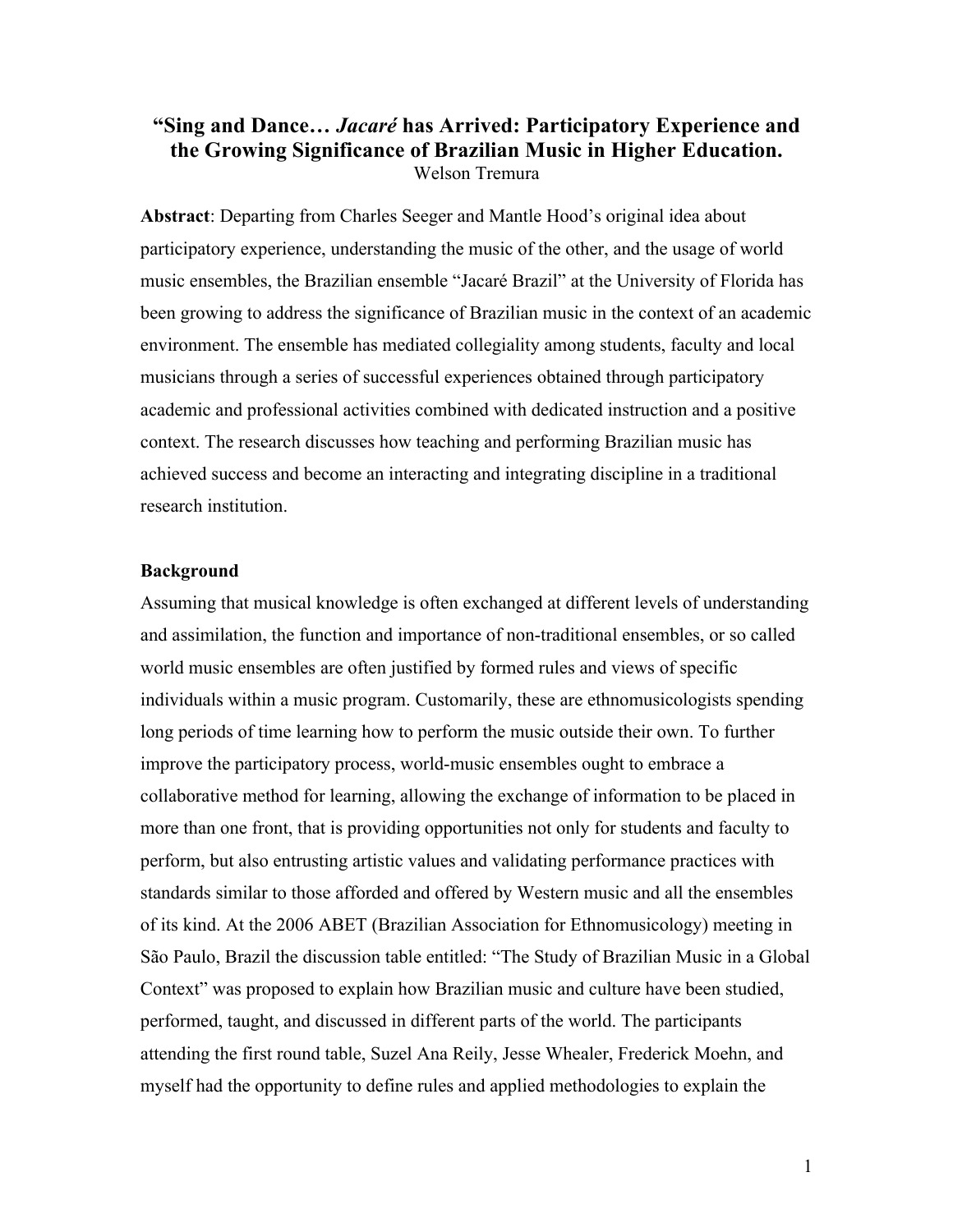# "Sing and Dance… *Jacaré* has Arrived: Participatory Experience and the Growing Significance of Brazilian Music in Higher Education.

Welson Tremura

**Abstract**: Departing from Charles Seeger and Mantle Hood's original idea about participatory experience, understanding the music of the other, and the usage of world music ensembles, the Brazilian ensemble "Jacaré Brazil" at the University of Florida has been growing to address the significance of Brazilian music in the context of an academic environment. The ensemble has mediated collegiality among students, faculty and local musicians through a series of successful experiences obtained through participatory academic and professional activities combined with dedicated instruction and a positive context. The research discusses how teaching and performing Brazilian music has achieved success and become an interacting and integrating discipline in a traditional research institution.

## Background

Assuming that musical knowledge is often exchanged at different levels of understanding and assimilation, the function and importance of non-traditional ensembles, or so called world music ensembles are often justified by formed rules and views of specific individuals within a music program. Customarily, these are ethnomusicologists spending long periods of time learning how to perform the music outside their own. To further improve the participatory process, world-music ensembles ought to embrace a collaborative method for learning, allowing the exchange of information to be placed in more than one front, that is providing opportunities not only for students and faculty to perform, but also entrusting artistic values and validating performance practices with standards similar to those afforded and offered by Western music and all the ensembles of its kind. At the 2006 ABET (Brazilian Association for Ethnomusicology) meeting in São Paulo, Brazil the discussion table entitled: "The Study of Brazilian Music in a Global Context" was proposed to explain how Brazilian music and culture have been studied, performed, taught, and discussed in different parts of the world. The participants attending the first round table, Suzel Ana Reily, Jesse Whealer, Frederick Moehn, and myself had the opportunity to define rules and applied methodologies to explain the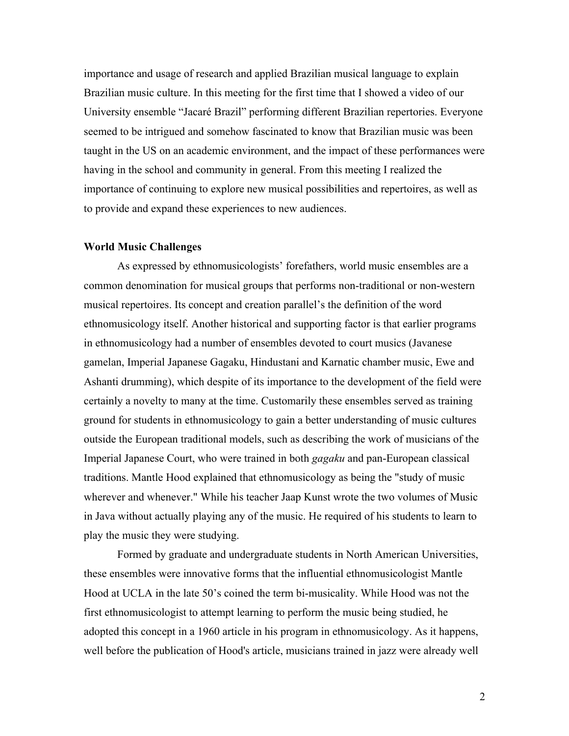importance and usage of research and applied Brazilian musical language to explain Brazilian music culture. In this meeting for the first time that I showed a video of our University ensemble "Jacaré Brazil" performing different Brazilian repertories. Everyone seemed to be intrigued and somehow fascinated to know that Brazilian music was been taught in the US on an academic environment, and the impact of these performances were having in the school and community in general. From this meeting I realized the importance of continuing to explore new musical possibilities and repertoires, as well as to provide and expand these experiences to new audiences.

**World Music Challenges**

As expressed by ethnomusicologists' forefathers, world music ensembles are a common denomination for musical groups that performs non-traditional or non-western musical repertoires. Its concept and creation parallel's the definition of the word ethnomusicology itself. Another historical and supporting factor is that earlier programs in ethnomusicology had a number of ensembles devoted to court musics (Javanese gamelan, Imperial Japanese Gagaku, Hindustani and Karnatic chamber music, Ewe and Ashanti drumming), which despite of its importance to the development of the field were certainly a novelty to many at the time. Customarily these ensembles served as training ground for students in ethnomusicology to gain a better understanding of music cultures outside the European traditional models, such as describing the work of musicians of the Imperial Japanese Court, who were trained in both *gagaku* and pan-European classical traditions. Mantle Hood explained that ethnomusicology as being the "study of music wherever and whenever." While his teacher Jaap Kunst wrote the two volumes of Music in Java without actually playing any of the music. He required of his students to learn to play the music they were studying.

Formed by graduate and undergraduate students in North American Universities, these ensembles were innovative forms that the influential ethnomusicologist Mantle Hood at UCLA in the late 50's coined the term bi-musicality. While Hood was not the first ethnomusicologist to attempt learning to perform the music being studied, he adopted this concept in a 1960 article in his program in ethnomusicology. As it happens, well before the publication of Hood's article, musicians trained in jazz were already well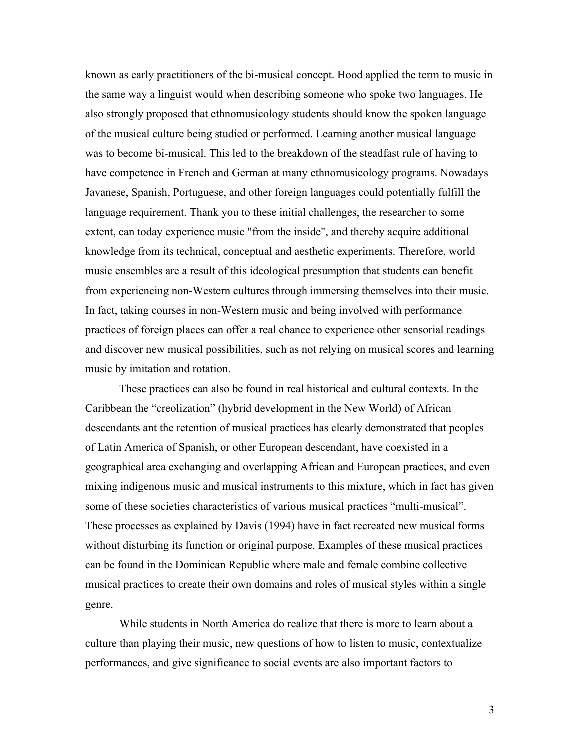known as early practitioners of the bi-musical concept. Hood applied the term to music in the same way a linguist would when describing someone who spoke two languages. He also strongly proposed that ethnomusicology students should know the spoken language of the musical culture being studied or performed. Learning another musical language was to become bi-musical. This led to the breakdown of the steadfast rule of having to have competence in French and German at many ethnomusicology programs. Nowadays Javanese, Spanish, Portuguese, and other foreign languages could potentially fulfill the language requirement. Thank you to these initial challenges, the researcher to some extent, can today experience music "from the inside", and thereby acquire additional knowledge from its technical, conceptual and aesthetic experiments. Therefore, world music ensembles are a result of this ideological presumption that students can benefit from experiencing non-Western cultures through immersing themselves into their music. In fact, taking courses in non-Western music and being involved with performance practices of foreign places can offer a real chance to experience other sensorial readings and discover new musical possibilities, such as not relying on musical scores and learning music by imitation and rotation.

These practices can also be found in real historical and cultural contexts. In the Caribbean the “creolization” (hybrid development in the New World) of African descendants ant the retention of musical practices has clearly demonstrated that peoples of Latin America of Spanish, or other European descendant, have coexisted in a geographical area exchanging and overlapping African and European practices, and even mixing indigenous music and musical instruments to this mixture, which in fact has given some of these societies characteristics of various musical practices “multi-musical”. These processes as explained by Davis (1994) have in fact recreated new musical forms without disturbing its function or original purpose. Examples of these musical practices can be found in the Dominican Republic where male and female combine collective musical practices to create their own domains and roles of musical styles within a single genre.

While students in North America do realize that there is more to learn about a culture than playing their music, new questions of how to listen to music, contextualize performances, and give significance to social events are also important factors to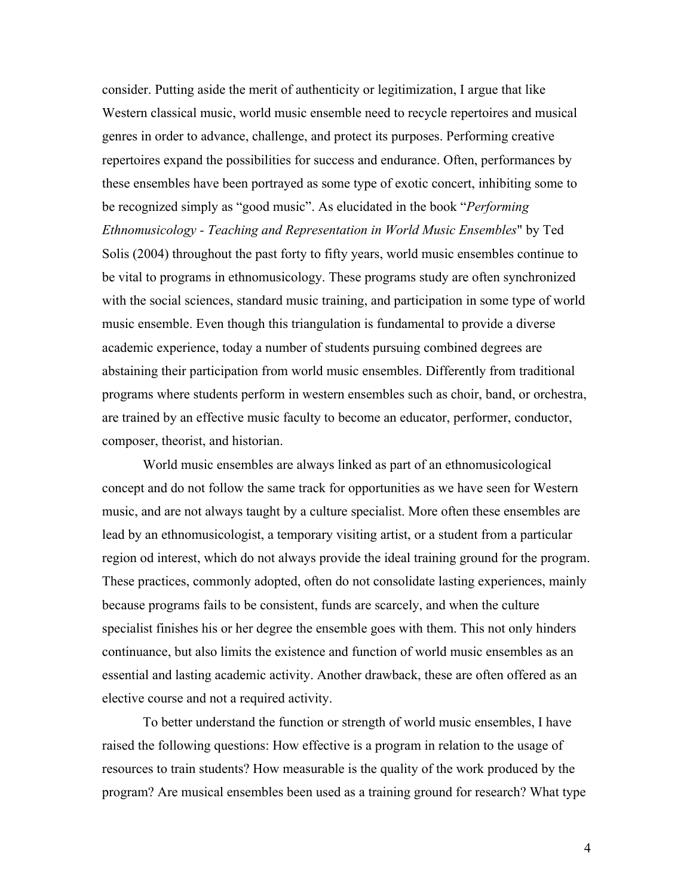consider. Putting aside the merit of authenticity or legitimization, I argue that like Western classical music, world music ensemble need to recycle repertoires and musical genres in order to advance, challenge, and protect its purposes. Performing creative repertoires expand the possibilities for success and endurance. Often, performances by these ensembles have been portrayed as some type of exotic concert, inhibiting some to be recognized simply as "good music". As elucidated in the book "*Performing Ethnomusicology - Teaching and Representation in World Music Ensembles*" by Ted Solis (2004) throughout the past forty to fifty years, world music ensembles continue to be vital to programs in ethnomusicology. These programs study are often synchronized with the social sciences, standard music training, and participation in some type of world music ensemble. Even though this triangulation is fundamental to provide a diverse academic experience, today a number of students pursuing combined degrees are abstaining their participation from world music ensembles. Differently from traditional programs where students perform in western ensembles such as choir, band, or orchestra, are trained by an effective music faculty to become an educator, performer, conductor, composer, theorist, and historian.

World music ensembles are always linked as part of an ethnomusicological concept and do not follow the same track for opportunities as we have seen for Western music, and are not always taught by a culture specialist. More often these ensembles are lead by an ethnomusicologist, a temporary visiting artist, or a student from a particular region od interest, which do not always provide the ideal training ground for the program. These practices, commonly adopted, often do not consolidate lasting experiences, mainly because programs fails to be consistent, funds are scarcely, and when the culture specialist finishes his or her degree the ensemble goes with them. This not only hinders continuance, but also limits the existence and function of world music ensembles as an essential and lasting academic activity. Another drawback, these are often offered as an elective course and not a required activity.

To better understand the function or strength of world music ensembles, I have raised the following questions: How effective is a program in relation to the usage of resources to train students? How measurable is the quality of the work produced by the program? Are musical ensembles been used as a training ground for research? What type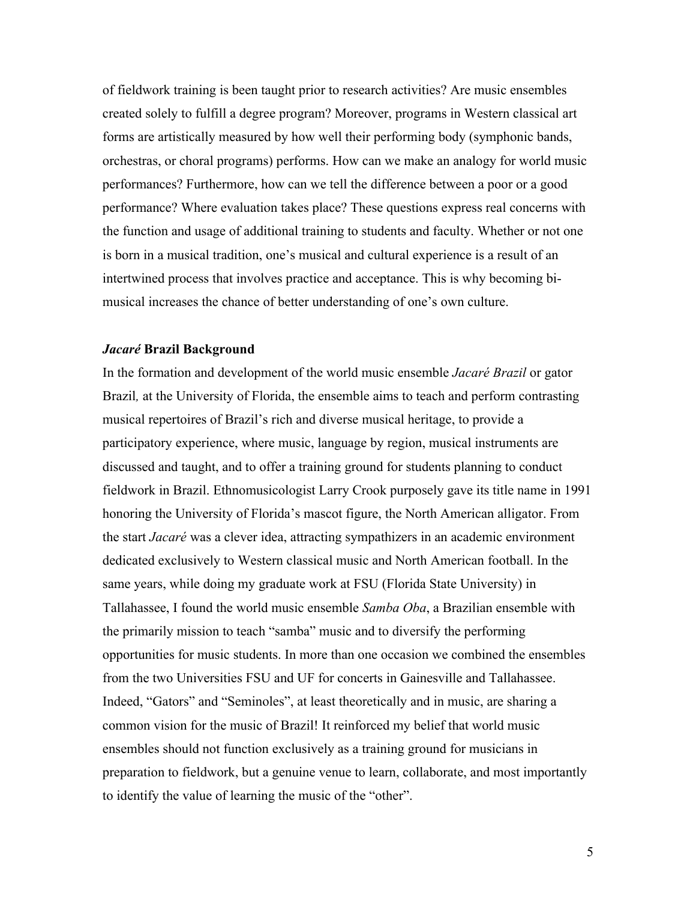of fieldwork training is been taught prior to research activities? Are music ensembles created solely to fulfill a degree program? Moreover, programs in Western classical art forms are artistically measured by how well their performing body (symphonic bands, orchestras, or choral programs) performs. How can we make an analogy for world music performances? Furthermore, how can we tell the difference between a poor or a good performance? Where evaluation takes place? These questions express real concerns with the function and usage of additional training to students and faculty. Whether or not one is born in a musical tradition, one's musical and cultural experience is a result of an intertwined process that involves practice and acceptance. This is why becoming bi-musical increases the chance of better understanding of one's own culture.

### ***Jacaré* Brazil Background**

In the formation and development of the world music ensemble *Jacaré Brazil* or gator Brazil*,* at the University of Florida, the ensemble aims to teach and perform contrasting musical repertoires of Brazil's rich and diverse musical heritage, to provide a participatory experience, where music, language by region, musical instruments are discussed and taught, and to offer a training ground for students planning to conduct fieldwork in Brazil. Ethnomusicologist Larry Crook purposely gave its title name in 1991 honoring the University of Florida's mascot figure, the North American alligator. From the start *Jacaré* was a clever idea, attracting sympathizers in an academic environment dedicated exclusively to Western classical music and North American football. In the same years, while doing my graduate work at FSU (Florida State University) in Tallahassee, I found the world music ensemble *Samba Oba*, a Brazilian ensemble with the primarily mission to teach "samba" music and to diversify the performing opportunities for music students. In more than one occasion we combined the ensembles from the two Universities FSU and UF for concerts in Gainesville and Tallahassee. Indeed, "Gators" and "Seminoles", at least theoretically and in music, are sharing a common vision for the music of Brazil! It reinforced my belief that world music ensembles should not function exclusively as a training ground for musicians in preparation to fieldwork, but a genuine venue to learn, collaborate, and most importantly to identify the value of learning the music of the "other".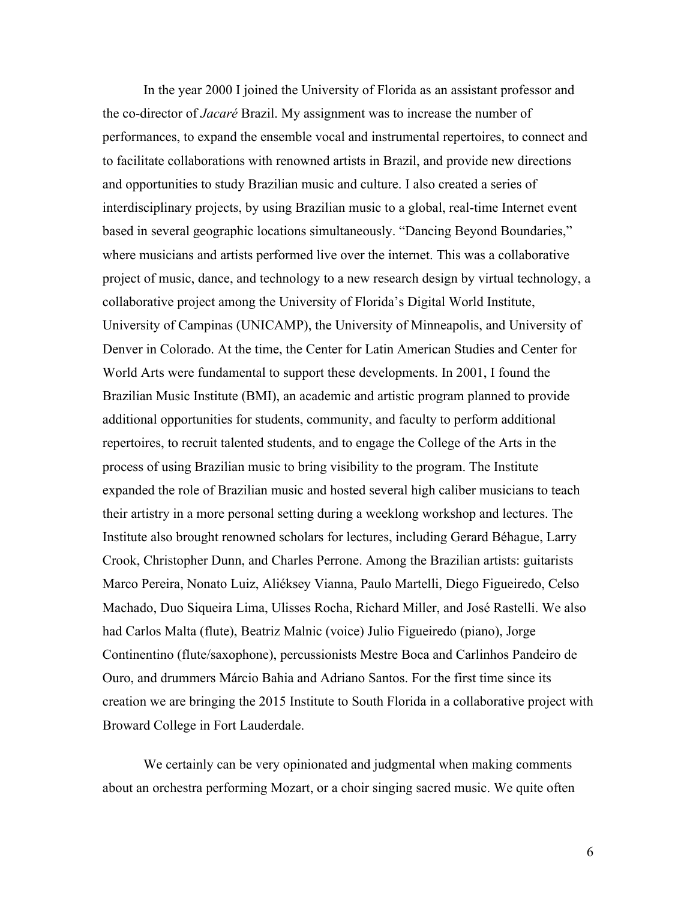In the year 2000 I joined the University of Florida as an assistant professor and the co-director of *Jacaré* Brazil. My assignment was to increase the number of performances, to expand the ensemble vocal and instrumental repertoires, to connect and to facilitate collaborations with renowned artists in Brazil, and provide new directions and opportunities to study Brazilian music and culture. I also created a series of interdisciplinary projects, by using Brazilian music to a global, real-time Internet event based in several geographic locations simultaneously. "Dancing Beyond Boundaries," where musicians and artists performed live over the internet. This was a collaborative project of music, dance, and technology to a new research design by virtual technology, a collaborative project among the University of Florida's Digital World Institute, University of Campinas (UNICAMP), the University of Minneapolis, and University of Denver in Colorado. At the time, the Center for Latin American Studies and Center for World Arts were fundamental to support these developments. In 2001, I found the Brazilian Music Institute (BMI), an academic and artistic program planned to provide additional opportunities for students, community, and faculty to perform additional repertoires, to recruit talented students, and to engage the College of the Arts in the process of using Brazilian music to bring visibility to the program. The Institute expanded the role of Brazilian music and hosted several high caliber musicians to teach their artistry in a more personal setting during a weeklong workshop and lectures. The Institute also brought renowned scholars for lectures, including Gerard Béhague, Larry Crook, Christopher Dunn, and Charles Perrone. Among the Brazilian artists: guitarists Marco Pereira, Nonato Luiz, Aliéksey Vianna, Paulo Martelli, Diego Figueiredo, Celso Machado, Duo Siqueira Lima, Ulisses Rocha, Richard Miller, and José Rastelli. We also had Carlos Malta (flute), Beatriz Malnic (voice) Julio Figueiredo (piano), Jorge Continentino (flute/saxophone), percussionists Mestre Boca and Carlinhos Pandeiro de Ouro, and drummers Márcio Bahia and Adriano Santos. For the first time since its creation we are bringing the 2015 Institute to South Florida in a collaborative project with Broward College in Fort Lauderdale.

We certainly can be very opinionated and judgmental when making comments about an orchestra performing Mozart, or a choir singing sacred music. We quite often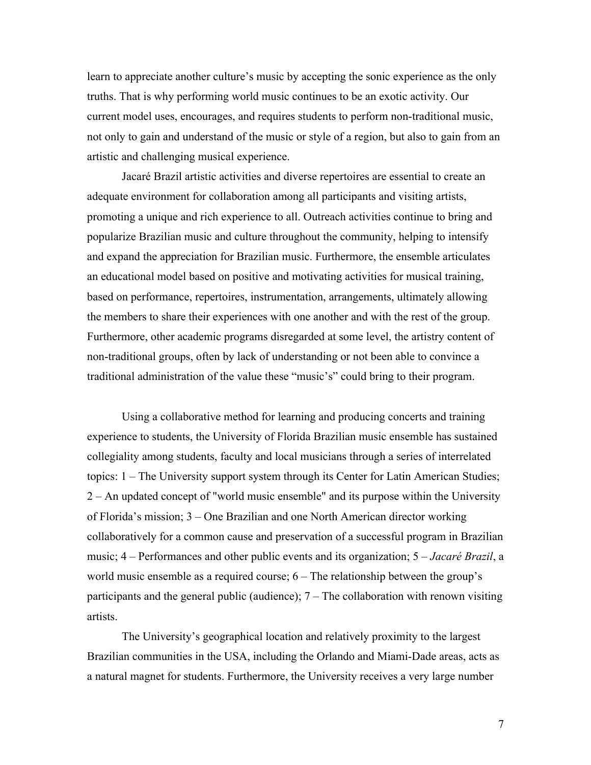learn to appreciate another culture's music by accepting the sonic experience as the only truths. That is why performing world music continues to be an exotic activity. Our current model uses, encourages, and requires students to perform non-traditional music, not only to gain and understand of the music or style of a region, but also to gain from an artistic and challenging musical experience.

Jacaré Brazil artistic activities and diverse repertoires are essential to create an adequate environment for collaboration among all participants and visiting artists, promoting a unique and rich experience to all. Outreach activities continue to bring and popularize Brazilian music and culture throughout the community, helping to intensify and expand the appreciation for Brazilian music. Furthermore, the ensemble articulates an educational model based on positive and motivating activities for musical training, based on performance, repertoires, instrumentation, arrangements, ultimately allowing the members to share their experiences with one another and with the rest of the group. Furthermore, other academic programs disregarded at some level, the artistry content of non-traditional groups, often by lack of understanding or not been able to convince a traditional administration of the value these "music's" could bring to their program.

Using a collaborative method for learning and producing concerts and training experience to students, the University of Florida Brazilian music ensemble has sustained collegiality among students, faculty and local musicians through a series of interrelated topics: 1 – The University support system through its Center for Latin American Studies; 2 – An updated concept of "world music ensemble" and its purpose within the University of Florida's mission; 3 – One Brazilian and one North American director working collaboratively for a common cause and preservation of a successful program in Brazilian music; 4 – Performances and other public events and its organization; 5 – *Jacaré Brazil*, a world music ensemble as a required course; 6 – The relationship between the group's participants and the general public (audience); 7 – The collaboration with renown visiting artists.

The University's geographical location and relatively proximity to the largest Brazilian communities in the USA, including the Orlando and Miami-Dade areas, acts as a natural magnet for students. Furthermore, the University receives a very large number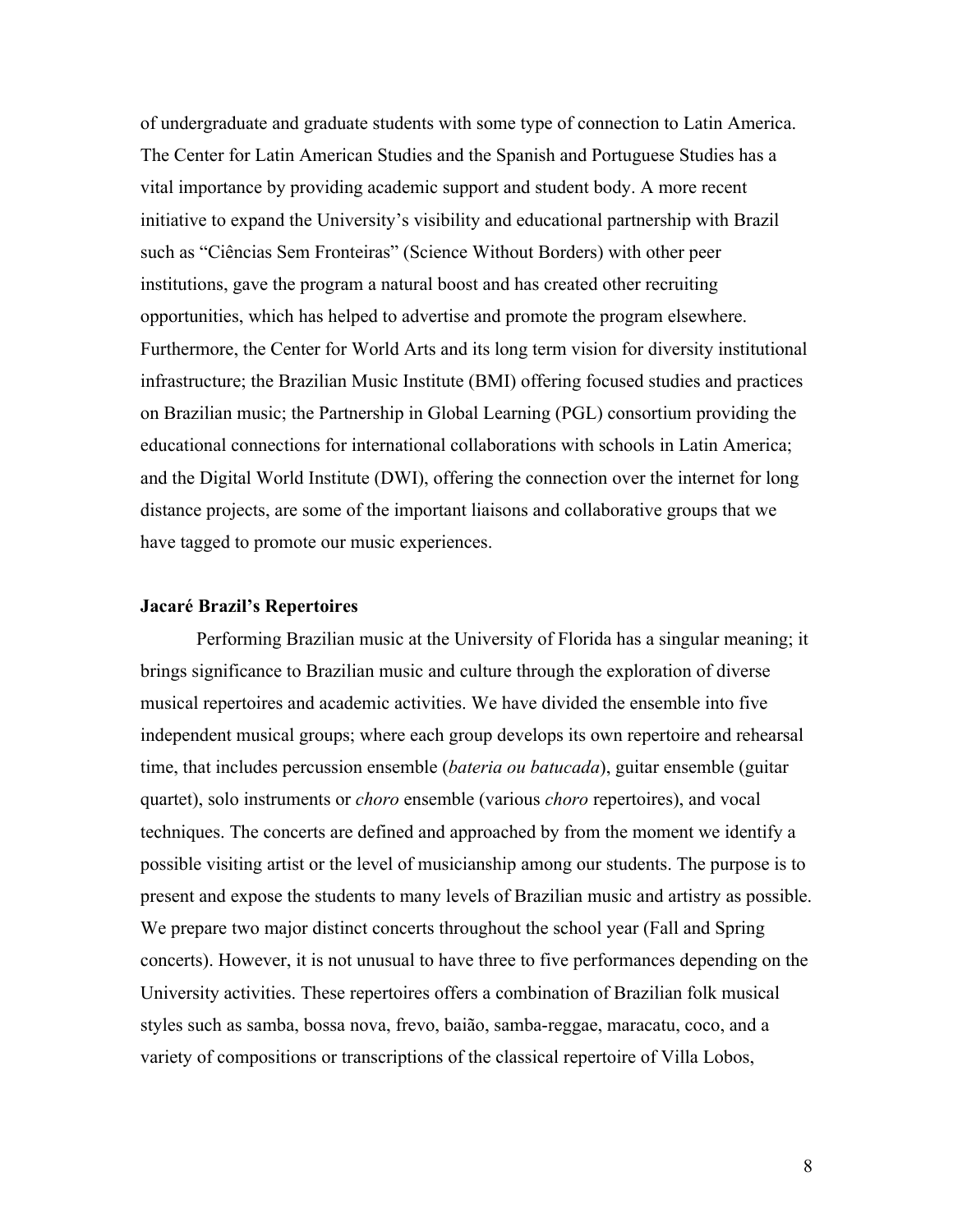of undergraduate and graduate students with some type of connection to Latin America. The Center for Latin American Studies and the Spanish and Portuguese Studies has a vital importance by providing academic support and student body. A more recent initiative to expand the University's visibility and educational partnership with Brazil such as "Ciências Sem Fronteiras" (Science Without Borders) with other peer institutions, gave the program a natural boost and has created other recruiting opportunities, which has helped to advertise and promote the program elsewhere. Furthermore, the Center for World Arts and its long term vision for diversity institutional infrastructure; the Brazilian Music Institute (BMI) offering focused studies and practices on Brazilian music; the Partnership in Global Learning (PGL) consortium providing the educational connections for international collaborations with schools in Latin America; and the Digital World Institute (DWI), offering the connection over the internet for long distance projects, are some of the important liaisons and collaborative groups that we have tagged to promote our music experiences.

**Jacaré Brazil's Repertoires**

Performing Brazilian music at the University of Florida has a singular meaning; it brings significance to Brazilian music and culture through the exploration of diverse musical repertoires and academic activities. We have divided the ensemble into five independent musical groups; where each group develops its own repertoire and rehearsal time, that includes percussion ensemble (*bateria ou batucada*), guitar ensemble (guitar quartet), solo instruments or *choro* ensemble (various *choro* repertoires), and vocal techniques. The concerts are defined and approached by from the moment we identify a possible visiting artist or the level of musicianship among our students. The purpose is to present and expose the students to many levels of Brazilian music and artistry as possible. We prepare two major distinct concerts throughout the school year (Fall and Spring concerts). However, it is not unusual to have three to five performances depending on the University activities. These repertoires offers a combination of Brazilian folk musical styles such as samba, bossa nova, frevo, baião, samba-reggae, maracatu, coco, and a variety of compositions or transcriptions of the classical repertoire of Villa Lobos,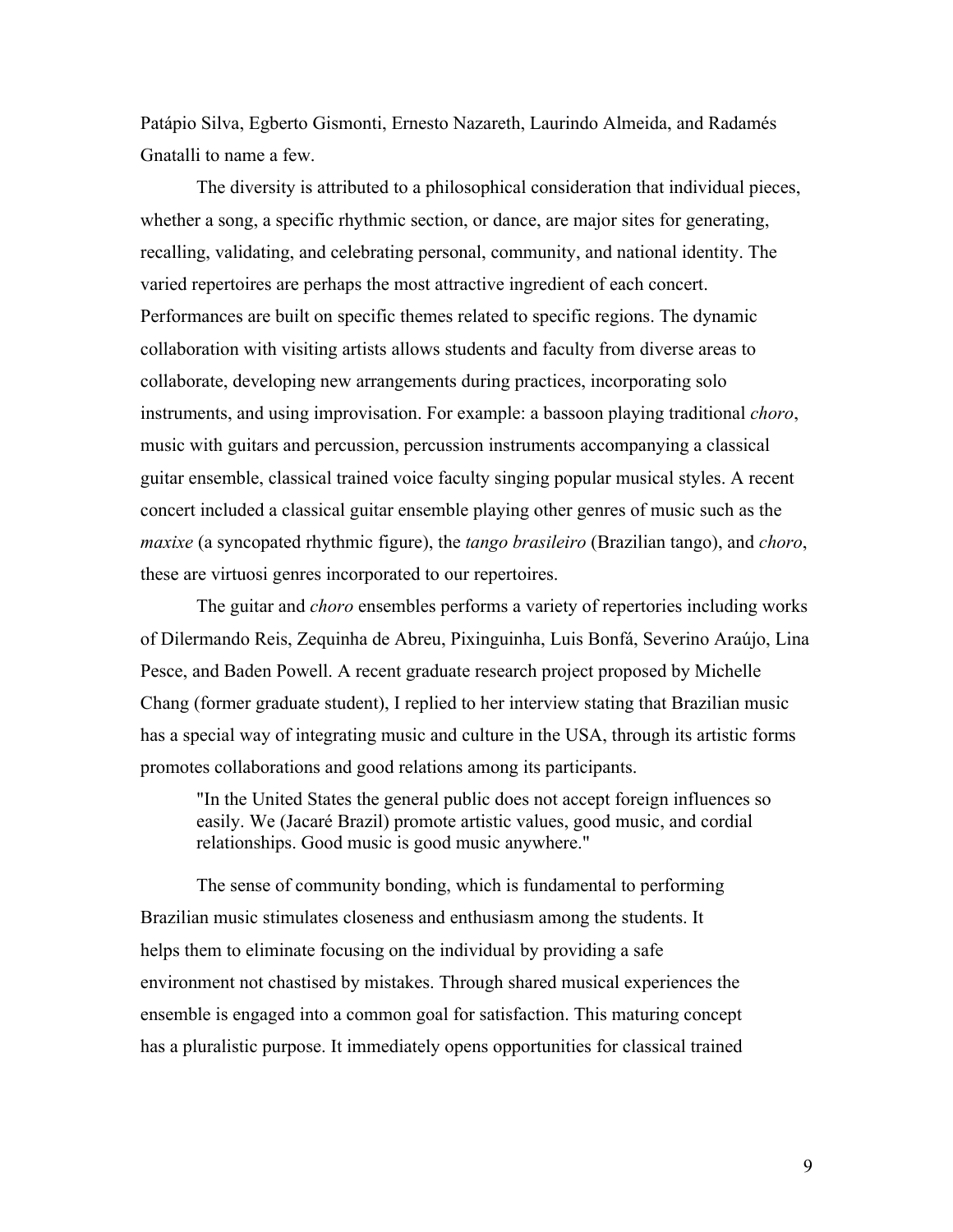Patápio Silva, Egberto Gismonti, Ernesto Nazareth, Laurindo Almeida, and Radamés Gnatalli to name a few.

The diversity is attributed to a philosophical consideration that individual pieces, whether a song, a specific rhythmic section, or dance, are major sites for generating, recalling, validating, and celebrating personal, community, and national identity. The varied repertoires are perhaps the most attractive ingredient of each concert. Performances are built on specific themes related to specific regions. The dynamic collaboration with visiting artists allows students and faculty from diverse areas to collaborate, developing new arrangements during practices, incorporating solo instruments, and using improvisation. For example: a bassoon playing traditional *choro*, music with guitars and percussion, percussion instruments accompanying a classical guitar ensemble, classical trained voice faculty singing popular musical styles. A recent concert included a classical guitar ensemble playing other genres of music such as the *maxixe* (a syncopated rhythmic figure), the *tango brasileiro* (Brazilian tango), and *choro*, these are virtuosi genres incorporated to our repertoires.

The guitar and *choro* ensembles performs a variety of repertories including works of Dilermando Reis, Zequinha de Abreu, Pixinguinha, Luis Bonfá, Severino Araújo, Lina Pesce, and Baden Powell. A recent graduate research project proposed by Michelle Chang (former graduate student), I replied to her interview stating that Brazilian music has a special way of integrating music and culture in the USA, through its artistic forms promotes collaborations and good relations among its participants.

> "In the United States the general public does not accept foreign influences so easily. We (Jacaré Brazil) promote artistic values, good music, and cordial relationships. Good music is good music anywhere."

The sense of community bonding, which is fundamental to performing Brazilian music stimulates closeness and enthusiasm among the students. It helps them to eliminate focusing on the individual by providing a safe environment not chastised by mistakes. Through shared musical experiences the ensemble is engaged into a common goal for satisfaction. This maturing concept has a pluralistic purpose. It immediately opens opportunities for classical trained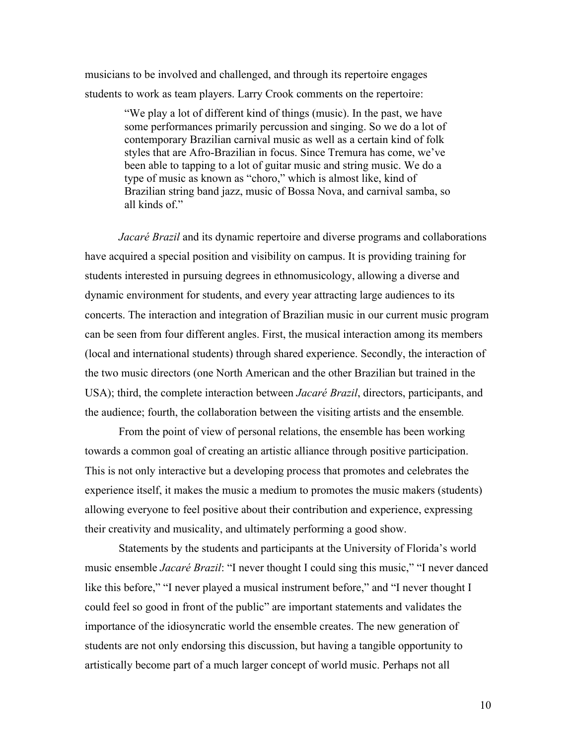musicians to be involved and challenged, and through its repertoire engages students to work as team players. Larry Crook comments on the repertoire:

> "We play a lot of different kind of things (music). In the past, we have some performances primarily percussion and singing. So we do a lot of contemporary Brazilian carnival music as well as a certain kind of folk styles that are Afro-Brazilian in focus. Since Tremura has come, we've been able to tapping to a lot of guitar music and string music. We do a type of music as known as "choro," which is almost like, kind of Brazilian string band jazz, music of Bossa Nova, and carnival samba, so all kinds of."

*Jacaré Brazil* and its dynamic repertoire and diverse programs and collaborations have acquired a special position and visibility on campus. It is providing training for students interested in pursuing degrees in ethnomusicology, allowing a diverse and dynamic environment for students, and every year attracting large audiences to its concerts. The interaction and integration of Brazilian music in our current music program can be seen from four different angles. First, the musical interaction among its members (local and international students) through shared experience. Secondly, the interaction of the two music directors (one North American and the other Brazilian but trained in the USA); third, the complete interaction between *Jacaré Brazil*, directors, participants, and the audience; fourth, the collaboration between the visiting artists and the ensemble.

From the point of view of personal relations, the ensemble has been working towards a common goal of creating an artistic alliance through positive participation. This is not only interactive but a developing process that promotes and celebrates the experience itself, it makes the music a medium to promotes the music makers (students) allowing everyone to feel positive about their contribution and experience, expressing their creativity and musicality, and ultimately performing a good show.

Statements by the students and participants at the University of Florida's world music ensemble *Jacaré Brazil*: "I never thought I could sing this music," "I never danced like this before," "I never played a musical instrument before," and "I never thought I could feel so good in front of the public" are important statements and validates the importance of the idiosyncratic world the ensemble creates. The new generation of students are not only endorsing this discussion, but having a tangible opportunity to artistically become part of a much larger concept of world music. Perhaps not all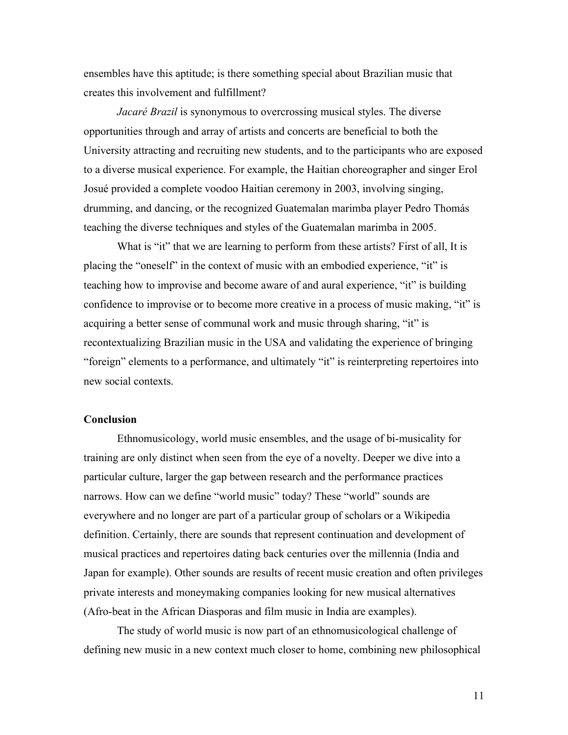ensembles have this aptitude; is there something special about Brazilian music that creates this involvement and fulfillment?

*Jacaré Brazil* is synonymous to overcrossing musical styles. The diverse opportunities through and array of artists and concerts are beneficial to both the University attracting and recruiting new students, and to the participants who are exposed to a diverse musical experience. For example, the Haitian choreographer and singer Erol Josué provided a complete voodoo Haitian ceremony in 2003, involving singing, drumming, and dancing, or the recognized Guatemalan marimba player Pedro Thomás teaching the diverse techniques and styles of the Guatemalan marimba in 2005.

What is "it" that we are learning to perform from these artists? First of all, It is placing the "oneself" in the context of music with an embodied experience, "it" is teaching how to improvise and become aware of and aural experience, "it" is building confidence to improvise or to become more creative in a process of music making, "it" is acquiring a better sense of communal work and music through sharing, "it" is recontextualizing Brazilian music in the USA and validating the experience of bringing "foreign" elements to a performance, and ultimately "it" is reinterpreting repertoires into new social contexts.

**Conclusion**

Ethnomusicology, world music ensembles, and the usage of bi-musicality for training are only distinct when seen from the eye of a novelty. Deeper we dive into a particular culture, larger the gap between research and the performance practices narrows. How can we define "world music" today? These "world" sounds are everywhere and no longer are part of a particular group of scholars or a Wikipedia definition. Certainly, there are sounds that represent continuation and development of musical practices and repertoires dating back centuries over the millennia (India and Japan for example). Other sounds are results of recent music creation and often privileges private interests and moneymaking companies looking for new musical alternatives (Afro-beat in the African Diasporas and film music in India are examples).

The study of world music is now part of an ethnomusicological challenge of defining new music in a new context much closer to home, combining new philosophical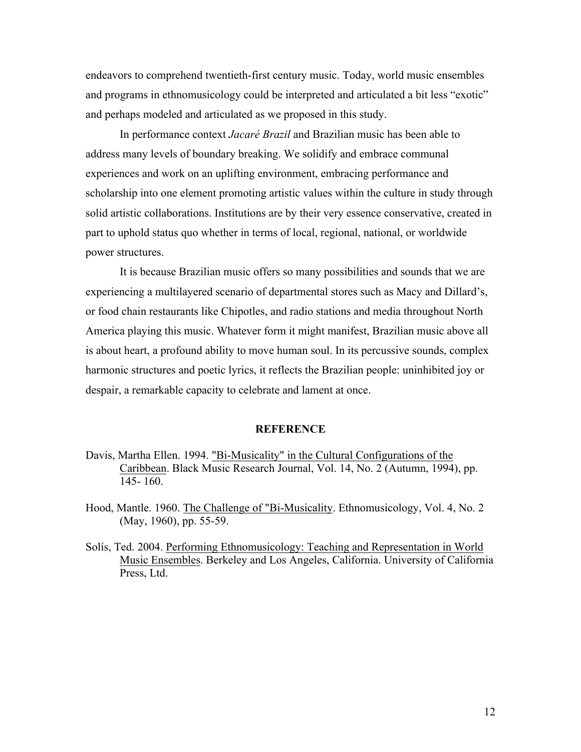endeavors to comprehend twentieth-first century music. Today, world music ensembles and programs in ethnomusicology could be interpreted and articulated a bit less "exotic" and perhaps modeled and articulated as we proposed in this study.

In performance context *Jacaré Brazil* and Brazilian music has been able to address many levels of boundary breaking. We solidify and embrace communal experiences and work on an uplifting environment, embracing performance and scholarship into one element promoting artistic values within the culture in study through solid artistic collaborations. Institutions are by their very essence conservative, created in part to uphold status quo whether in terms of local, regional, national, or worldwide power structures.

It is because Brazilian music offers so many possibilities and sounds that we are experiencing a multilayered scenario of departmental stores such as Macy and Dillard's, or food chain restaurants like Chipotles, and radio stations and media throughout North America playing this music. Whatever form it might manifest, Brazilian music above all is about heart, a profound ability to move human soul. In its percussive sounds, complex harmonic structures and poetic lyrics, it reflects the Brazilian people: uninhibited joy or despair, a remarkable capacity to celebrate and lament at once.

## REFERENCE

Davis, Martha Ellen. 1994. "Bi-Musicality" in the Cultural Configurations of the Caribbean. Black Music Research Journal, Vol. 14, No. 2 (Autumn, 1994), pp. 145- 160.

Hood, Mantle. 1960. The Challenge of "Bi-Musicality. Ethnomusicology, Vol. 4, No. 2 (May, 1960), pp. 55-59.

Solís, Ted. 2004. Performing Ethnomusicology: Teaching and Representation in World Music Ensembles. Berkeley and Los Angeles, California. University of California Press, Ltd.